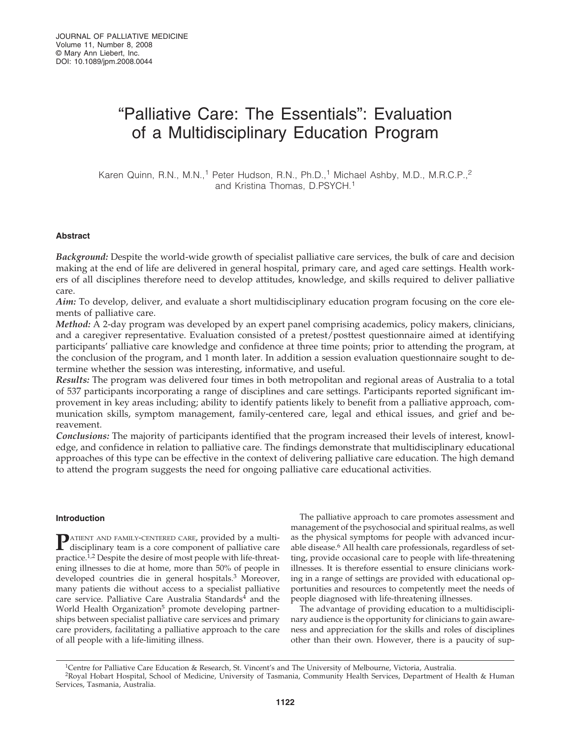# "Palliative Care: The Essentials": Evaluation of a Multidisciplinary Education Program

Karen Quinn, R.N., M.N.,[1] Peter Hudson, R.N., Ph.D.,[1] Michael Ashby, M.D., M.R.C.P.,[2] and Kristina Thomas, D.PSYCH.[1]

## Abstract

***Background:*** Despite the world-wide growth of specialist palliative care services, the bulk of care and decision making at the end of life are delivered in general hospital, primary care, and aged care settings. Health workers of all disciplines therefore need to develop attitudes, knowledge, and skills required to deliver palliative care.

***Aim:*** To develop, deliver, and evaluate a short multidisciplinary education program focusing on the core elements of palliative care.

***Method:*** A 2-day program was developed by an expert panel comprising academics, policy makers, clinicians, and a caregiver representative. Evaluation consisted of a pretest/posttest questionnaire aimed at identifying participants' palliative care knowledge and confidence at three time points; prior to attending the program, at the conclusion of the program, and 1 month later. In addition a session evaluation questionnaire sought to determine whether the session was interesting, informative, and useful.

***Results:*** The program was delivered four times in both metropolitan and regional areas of Australia to a total of 537 participants incorporating a range of disciplines and care settings. Participants reported significant improvement in key areas including; ability to identify patients likely to benefit from a palliative approach, communication skills, symptom management, family-centered care, legal and ethical issues, and grief and bereavement.

***Conclusions:*** The majority of participants identified that the program increased their levels of interest, knowledge, and confidence in relation to palliative care. The findings demonstrate that multidisciplinary educational approaches of this type can be effective in the context of delivering palliative care education. The high demand to attend the program suggests the need for ongoing palliative care educational activities.

## Introduction

Patient and family-centered care, provided by a multidisciplinary team is a core component of palliative care practice.[1,2] Despite the desire of most people with life-threatening illnesses to die at home, more than 50% of people in developed countries die in general hospitals.[3] Moreover, many patients die without access to a specialist palliative care service. Palliative Care Australia Standards[4] and the World Health Organization[5] promote developing partnerships between specialist palliative care services and primary care providers, facilitating a palliative approach to the care of all people with a life-limiting illness.

The palliative approach to care promotes assessment and management of the psychosocial and spiritual realms, as well as the physical symptoms for people with advanced incurable disease.[6] All health care professionals, regardless of setting, provide occasional care to people with life-threatening illnesses. It is therefore essential to ensure clinicians working in a range of settings are provided with educational opportunities and resources to competently meet the needs of people diagnosed with life-threatening illnesses.

The advantage of providing education to a multidisciplinary audience is the opportunity for clinicians to gain awareness and appreciation for the skills and roles of disciplines other than their own. However, there is a paucity of sup-

[1]Centre for Palliative Care Education & Research, St. Vincent's and The University of Melbourne, Victoria, Australia.

[2]Royal Hobart Hospital, School of Medicine, University of Tasmania, Community Health Services, Department of Health & Human Services, Tasmania, Australia.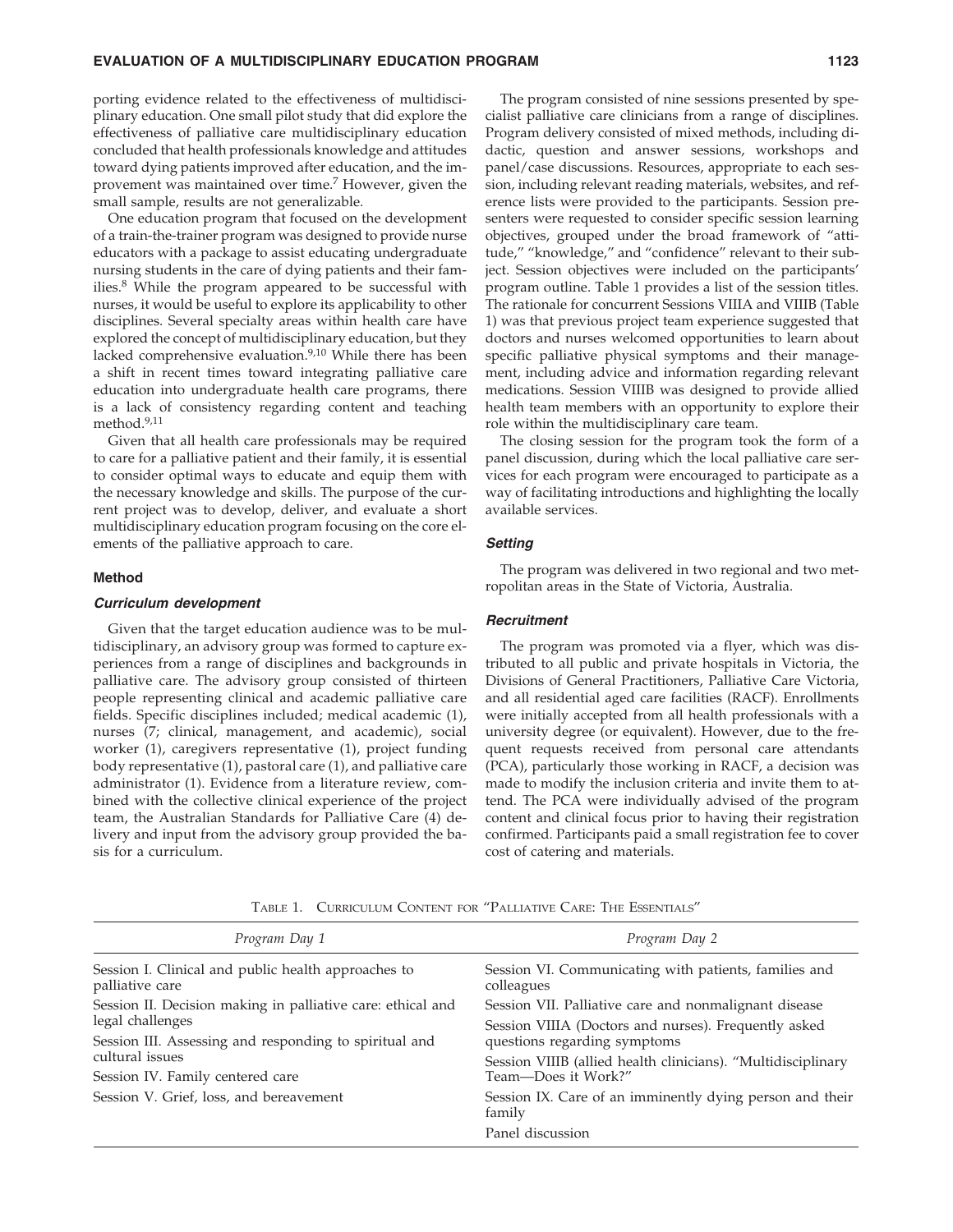porting evidence related to the effectiveness of multidisciplinary education. One small pilot study that did explore the effectiveness of palliative care multidisciplinary education concluded that health professionals knowledge and attitudes toward dying patients improved after education, and the improvement was maintained over time.[7] However, given the small sample, results are not generalizable.

One education program that focused on the development of a train-the-trainer program was designed to provide nurse educators with a package to assist educating undergraduate nursing students in the care of dying patients and their families.[8] While the program appeared to be successful with nurses, it would be useful to explore its applicability to other disciplines. Several specialty areas within health care have explored the concept of multidisciplinary education, but they lacked comprehensive evaluation.[9,10] While there has been a shift in recent times toward integrating palliative care education into undergraduate health care programs, there is a lack of consistency regarding content and teaching method.[9,11]

Given that all health care professionals may be required to care for a palliative patient and their family, it is essential to consider optimal ways to educate and equip them with the necessary knowledge and skills. The purpose of the current project was to develop, deliver, and evaluate a short multidisciplinary education program focusing on the core elements of the palliative approach to care.

## Method

### *Curriculum development*

Given that the target education audience was to be multidisciplinary, an advisory group was formed to capture experiences from a range of disciplines and backgrounds in palliative care. The advisory group consisted of thirteen people representing clinical and academic palliative care fields. Specific disciplines included; medical academic (1), nurses (7; clinical, management, and academic), social worker (1), caregivers representative (1), project funding body representative (1), pastoral care (1), and palliative care administrator (1). Evidence from a literature review, combined with the collective clinical experience of the project team, the Australian Standards for Palliative Care (4) delivery and input from the advisory group provided the basis for a curriculum.

The program consisted of nine sessions presented by specialist palliative care clinicians from a range of disciplines. Program delivery consisted of mixed methods, including didactic, question and answer sessions, workshops and panel/case discussions. Resources, appropriate to each session, including relevant reading materials, websites, and reference lists were provided to the participants. Session presenters were requested to consider specific session learning objectives, grouped under the broad framework of "attitude," "knowledge," and "confidence" relevant to their subject. Session objectives were included on the participants' program outline. Table 1 provides a list of the session titles. The rationale for concurrent Sessions VIIIA and VIIIB (Table 1) was that previous project team experience suggested that doctors and nurses welcomed opportunities to learn about specific palliative physical symptoms and their management, including advice and information regarding relevant medications. Session VIIIB was designed to provide allied health team members with an opportunity to explore their role within the multidisciplinary care team.

The closing session for the program took the form of a panel discussion, during which the local palliative care services for each program were encouraged to participate as a way of facilitating introductions and highlighting the locally available services.

### *Setting*

The program was delivered in two regional and two metropolitan areas in the State of Victoria, Australia.

### *Recruitment*

The program was promoted via a flyer, which was distributed to all public and private hospitals in Victoria, the Divisions of General Practitioners, Palliative Care Victoria, and all residential aged care facilities (RACF). Enrollments were initially accepted from all health professionals with a university degree (or equivalent). However, due to the frequent requests received from personal care attendants (PCA), particularly those working in RACF, a decision was made to modify the inclusion criteria and invite them to attend. The PCA were individually advised of the program content and clinical focus prior to having their registration confirmed. Participants paid a small registration fee to cover cost of catering and materials.

Table 1. Curriculum Content for "Palliative Care: The Essentials"

| *Program Day 1* | *Program Day 2* |
|---|---|
| Session I. Clinical and public health approaches to palliative care | Session VI. Communicating with patients, families and colleagues |
| Session II. Decision making in palliative care: ethical and legal challenges | Session VII. Palliative care and nonmalignant disease |
| Session III. Assessing and responding to spiritual and cultural issues | Session VIIIA (Doctors and nurses). Frequently asked questions regarding symptoms |
| Session IV. Family centered care | Session VIIIB (allied health clinicians). "Multidisciplinary Team—Does it Work?" |
| Session V. Grief, loss, and bereavement | Session IX. Care of an imminently dying person and their family |
| | Panel discussion |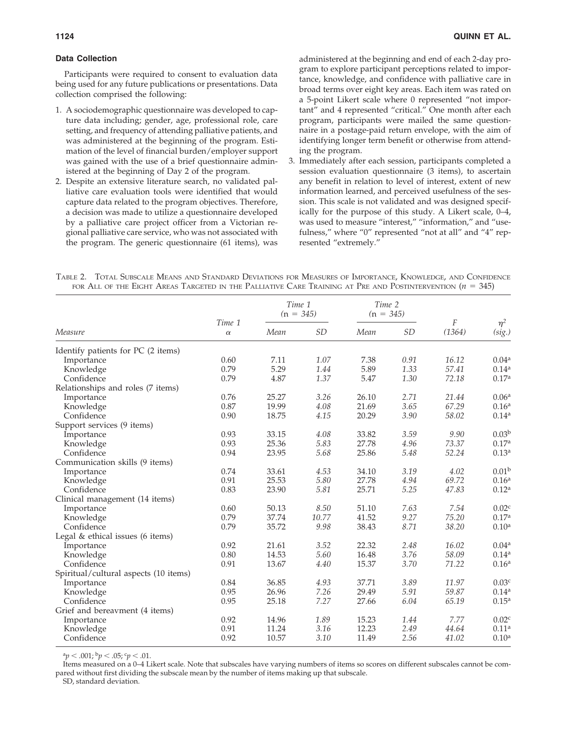### Data Collection

Participants were required to consent to evaluation data being used for any future publications or presentations. Data collection comprised the following:

1. A sociodemographic questionnaire was developed to capture data including; gender, age, professional role, care setting, and frequency of attending palliative patients, and was administered at the beginning of the program. Estimation of the level of financial burden/employer support was gained with the use of a brief questionnaire administered at the beginning of Day 2 of the program.
2. Despite an extensive literature search, no validated palliative care evaluation tools were identified that would capture data related to the program objectives. Therefore, a decision was made to utilize a questionnaire developed by a palliative care project officer from a Victorian regional palliative care service, who was not associated with the program. The generic questionnaire (61 items), was administered at the beginning and end of each 2-day program to explore participant perceptions related to importance, knowledge, and confidence with palliative care in broad terms over eight key areas. Each item was rated on a 5-point Likert scale where 0 represented "not important" and 4 represented "critical." One month after each program, participants were mailed the same questionnaire in a postage-paid return envelope, with the aim of identifying longer term benefit or otherwise from attending the program.
3. Immediately after each session, participants completed a session evaluation questionnaire (3 items), to ascertain any benefit in relation to level of interest, extent of new information learned, and perceived usefulness of the session. This scale is not validated and was designed specifically for the purpose of this study. A Likert scale, 0–4, was used to measure "interest," "information," and "usefulness," where "0" represented "not at all" and "4" represented "extremely."

Table 2. Total Subscale Means and Standard Deviations for Measures of Importance, Knowledge, and Confidence for All of the Eight Areas Targeted in the Palliative Care Training at Pre and Postintervention ($n = 345$)

| Measure | Time 1 $\alpha$ | Time 1 ($n = 345$) Mean | Time 1 SD | Time 2 ($n = 345$) Mean | Time 2 SD | $F$ (1364) | $\eta^2$ (sig.) |
|---|---|---|---|---|---|---|---|
| Identify patients for PC (2 items) | | | | | | | |
| Importance | 0.60 | 7.11 | *1.07* | 7.38 | *0.91* | *16.12* | 0.04[a] |
| Knowledge | 0.79 | 5.29 | *1.44* | 5.89 | *1.33* | *57.41* | 0.14[a] |
| Confidence | 0.79 | 4.87 | *1.37* | 5.47 | *1.30* | *72.18* | 0.17[a] |
| Relationships and roles (7 items) | | | | | | | |
| Importance | 0.76 | 25.27 | *3.26* | 26.10 | *2.71* | *21.44* | 0.06[a] |
| Knowledge | 0.87 | 19.99 | *4.08* | 21.69 | *3.65* | *67.29* | 0.16[a] |
| Confidence | 0.90 | 18.75 | *4.15* | 20.29 | *3.90* | *58.02* | 0.14[a] |
| Support services (9 items) | | | | | | | |
| Importance | 0.93 | 33.15 | *4.08* | 33.82 | *3.59* | *9.90* | 0.03[b] |
| Knowledge | 0.93 | 25.36 | *5.83* | 27.78 | *4.96* | *73.37* | 0.17[a] |
| Confidence | 0.94 | 23.95 | *5.68* | 25.86 | *5.48* | *52.24* | 0.13[a] |
| Communication skills (9 items) | | | | | | | |
| Importance | 0.74 | 33.61 | *4.53* | 34.10 | *3.19* | *4.02* | 0.01[b] |
| Knowledge | 0.91 | 25.53 | *5.80* | 27.78 | *4.94* | *69.72* | 0.16[a] |
| Confidence | 0.83 | 23.90 | *5.81* | 25.71 | *5.25* | *47.83* | 0.12[a] |
| Clinical management (14 items) | | | | | | | |
| Importance | 0.60 | 50.13 | *8.50* | 51.10 | *7.63* | *7.54* | 0.02[c] |
| Knowledge | 0.79 | 37.74 | *10.77* | 41.52 | *9.27* | *75.20* | 0.17[a] |
| Confidence | 0.79 | 35.72 | *9.98* | 38.43 | *8.71* | *38.20* | 0.10[a] |
| Legal & ethical issues (6 items) | | | | | | | |
| Importance | 0.92 | 21.61 | *3.52* | 22.32 | *2.48* | *16.02* | 0.04[a] |
| Knowledge | 0.80 | 14.53 | *5.60* | 16.48 | *3.76* | *58.09* | 0.14[a] |
| Confidence | 0.91 | 13.67 | *4.40* | 15.37 | *3.70* | *71.22* | 0.16[a] |
| Spiritual/cultural aspects (10 items) | | | | | | | |
| Importance | 0.84 | 36.85 | *4.93* | 37.71 | *3.89* | *11.97* | 0.03[c] |
| Knowledge | 0.95 | 26.96 | *7.26* | 29.49 | *5.91* | *59.87* | 0.14[a] |
| Confidence | 0.95 | 25.18 | *7.27* | 27.66 | *6.04* | *65.19* | 0.15[a] |
| Grief and bereavment (4 items) | | | | | | | |
| Importance | 0.92 | 14.96 | *1.89* | 15.23 | *1.44* | *7.77* | 0.02[c] |
| Knowledge | 0.91 | 11.24 | *3.16* | 12.23 | *2.49* | *44.64* | 0.11[a] |
| Confidence | 0.92 | 10.57 | *3.10* | 11.49 | *2.56* | *41.02* | 0.10[a] |

[a]$p < .001$; [b]$p < .05$; [c]$p < .01$.

Items measured on a 0–4 Likert scale. Note that subscales have varying numbers of items so scores on different subscales cannot be compared without first dividing the subscale mean by the number of items making up that subscale.

SD, standard deviation.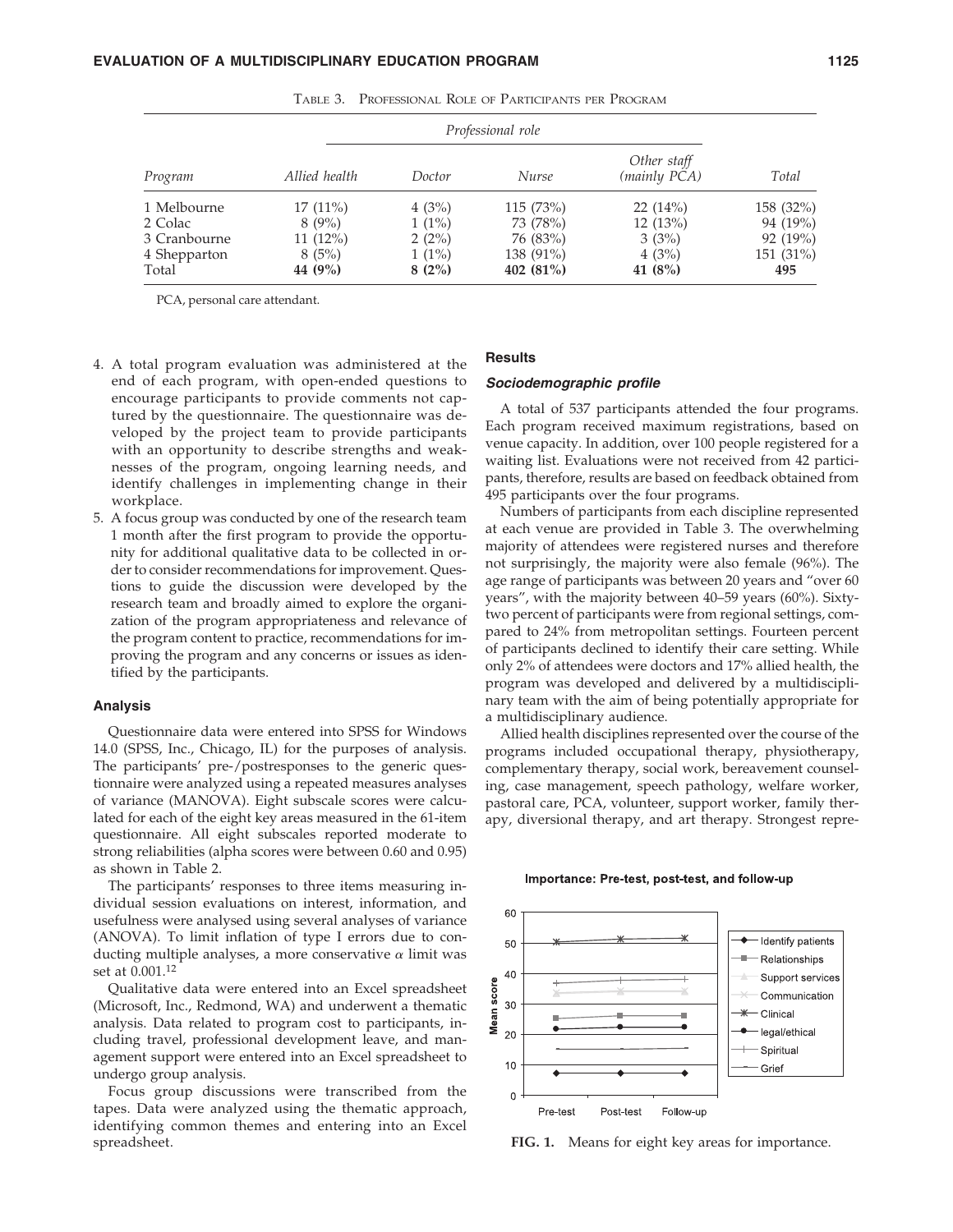Table 3. Professional Role of Participants per Program

| Program | Professional role | | | | Total |
|---|---|---|---|---|---|
| | Allied health | Doctor | Nurse | Other staff (mainly PCA) | |
| 1 Melbourne | 17 (11%) | 4 (3%) | 115 (73%) | 22 (14%) | 158 (32%) |
| 2 Colac | 8 (9%) | 1 (1%) | 73 (78%) | 12 (13%) | 94 (19%) |
| 3 Cranbourne | 11 (12%) | 2 (2%) | 76 (83%) | 3 (3%) | 92 (19%) |
| 4 Shepparton | 8 (5%) | 1 (1%) | 138 (91%) | 4 (3%) | 151 (31%) |
| Total | **44 (9%)** | **8 (2%)** | **402 (81%)** | **41 (8%)** | **495** |

PCA, personal care attendant.

4. A total program evaluation was administered at the end of each program, with open-ended questions to encourage participants to provide comments not captured by the questionnaire. The questionnaire was developed by the project team to provide participants with an opportunity to describe strengths and weaknesses of the program, ongoing learning needs, and identify challenges in implementing change in their workplace.
5. A focus group was conducted by one of the research team 1 month after the first program to provide the opportunity for additional qualitative data to be collected in order to consider recommendations for improvement. Questions to guide the discussion were developed by the research team and broadly aimed to explore the organization of the program appropriateness and relevance of the program content to practice, recommendations for improving the program and any concerns or issues as identified by the participants.

### Analysis

Questionnaire data were entered into SPSS for Windows 14.0 (SPSS, Inc., Chicago, IL) for the purposes of analysis. The participants' pre-/postresponses to the generic questionnaire were analyzed using a repeated measures analyses of variance (MANOVA). Eight subscale scores were calculated for each of the eight key areas measured in the 61-item questionnaire. All eight subscales reported moderate to strong reliabilities (alpha scores were between 0.60 and 0.95) as shown in Table 2.

The participants' responses to three items measuring individual session evaluations on interest, information, and usefulness were analysed using several analyses of variance (ANOVA). To limit inflation of type I errors due to conducting multiple analyses, a more conservative $\alpha$ limit was set at 0.001.[12]

Qualitative data were entered into an Excel spreadsheet (Microsoft, Inc., Redmond, WA) and underwent a thematic analysis. Data related to program cost to participants, including travel, professional development leave, and management support were entered into an Excel spreadsheet to undergo group analysis.

Focus group discussions were transcribed from the tapes. Data were analyzed using the thematic approach, identifying common themes and entering into an Excel spreadsheet.

### Results

#### *Sociodemographic profile*

A total of 537 participants attended the four programs. Each program received maximum registrations, based on venue capacity. In addition, over 100 people registered for a waiting list. Evaluations were not received from 42 participants, therefore, results are based on feedback obtained from 495 participants over the four programs.

Numbers of participants from each discipline represented at each venue are provided in Table 3. The overwhelming majority of attendees were registered nurses and therefore not surprisingly, the majority were also female (96%). The age range of participants was between 20 years and "over 60 years", with the majority between 40–59 years (60%). Sixty-two percent of participants were from regional settings, compared to 24% from metropolitan settings. Fourteen percent of participants declined to identify their care setting. While only 2% of attendees were doctors and 17% allied health, the program was developed and delivered by a multidisciplinary team with the aim of being potentially appropriate for a multidisciplinary audience.

Allied health disciplines represented over the course of the programs included occupational therapy, physiotherapy, complementary therapy, social work, bereavement counseling, case management, speech pathology, welfare worker, pastoral care, PCA, volunteer, support worker, family therapy, diversional therapy, and art therapy. Strongest repre-

Importance: Pre-test, post-test, and follow-up

**FIG. 1.** Means for eight key areas for importance.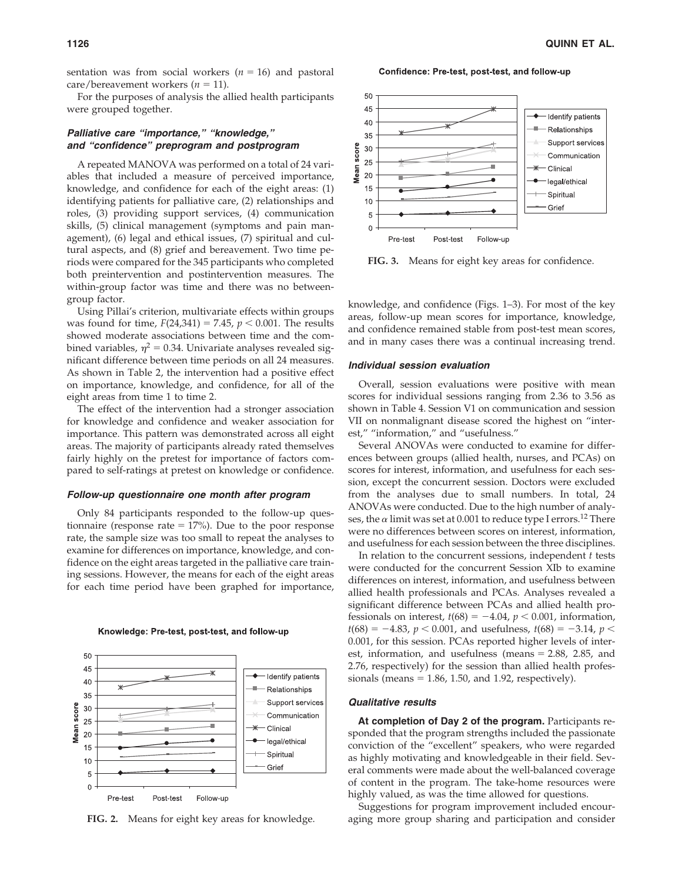sentation was from social workers ($n = 16$) and pastoral care/bereavement workers ($n = 11$).

For the purposes of analysis the allied health participants were grouped together.

### *Palliative care "importance," "knowledge," and "confidence" preprogram and postprogram*

A repeated MANOVA was performed on a total of 24 variables that included a measure of perceived importance, knowledge, and confidence for each of the eight areas: (1) identifying patients for palliative care, (2) relationships and roles, (3) providing support services, (4) communication skills, (5) clinical management (symptoms and pain management), (6) legal and ethical issues, (7) spiritual and cultural aspects, and (8) grief and bereavement. Two time periods were compared for the 345 participants who completed both preintervention and postintervention measures. The within-group factor was time and there was no between-group factor.

Using Pillai's criterion, multivariate effects within groups was found for time, $F(24,341) = 7.45$, $p < 0.001$. The results showed moderate associations between time and the combined variables, $\eta^2 = 0.34$. Univariate analyses revealed significant difference between time periods on all 24 measures. As shown in Table 2, the intervention had a positive effect on importance, knowledge, and confidence, for all of the eight areas from time 1 to time 2.

The effect of the intervention had a stronger association for knowledge and confidence and weaker association for importance. This pattern was demonstrated across all eight areas. The majority of participants already rated themselves fairly highly on the pretest for importance of factors compared to self-ratings at pretest on knowledge or confidence.

### *Follow-up questionnaire one month after program*

Only 84 participants responded to the follow-up questionnaire (response rate = 17%). Due to the poor response rate, the sample size was too small to repeat the analyses to examine for differences on importance, knowledge, and confidence on the eight areas targeted in the palliative care training sessions. However, the means for each of the eight areas for each time period have been graphed for importance, knowledge, and confidence (Figs. 1–3). For most of the key areas, follow-up mean scores for importance, knowledge, and confidence remained stable from post-test mean scores, and in many cases there was a continual increasing trend.

**Knowledge: Pre-test, post-test, and follow-up**

**FIG. 2.** Means for eight key areas for knowledge.

**Confidence: Pre-test, post-test, and follow-up**

**FIG. 3.** Means for eight key areas for confidence.

### *Individual session evaluation*

Overall, session evaluations were positive with mean scores for individual sessions ranging from 2.36 to 3.56 as shown in Table 4. Session V1 on communication and session VII on nonmalignant disease scored the highest on "interest," "information," and "usefulness."

Several ANOVAs were conducted to examine for differences between groups (allied health, nurses, and PCAs) on scores for interest, information, and usefulness for each session, except the concurrent session. Doctors were excluded from the analyses due to small numbers. In total, 24 ANOVAs were conducted. Due to the high number of analyses, the $\alpha$ limit was set at 0.001 to reduce type I errors.[12] There were no differences between scores on interest, information, and usefulness for each session between the three disciplines.

In relation to the concurrent sessions, independent $t$ tests were conducted for the concurrent Session XIb to examine differences on interest, information, and usefulness between allied health professionals and PCAs. Analyses revealed a significant difference between PCAs and allied health professionals on interest, $t(68) = -4.04$, $p < 0.001$, information, $t(68) = -4.83$, $p < 0.001$, and usefulness, $t(68) = -3.14$, $p < 0.001$, for this session. PCAs reported higher levels of interest, information, and usefulness (means = 2.88, 2.85, and 2.76, respectively) for the session than allied health professionals (means = 1.86, 1.50, and 1.92, respectively).

### *Qualitative results*

**At completion of Day 2 of the program.** Participants responded that the program strengths included the passionate conviction of the "excellent" speakers, who were regarded as highly motivating and knowledgeable in their field. Several comments were made about the well-balanced coverage of content in the program. The take-home resources were highly valued, as was the time allowed for questions.

Suggestions for program improvement included encouraging more group sharing and participation and consider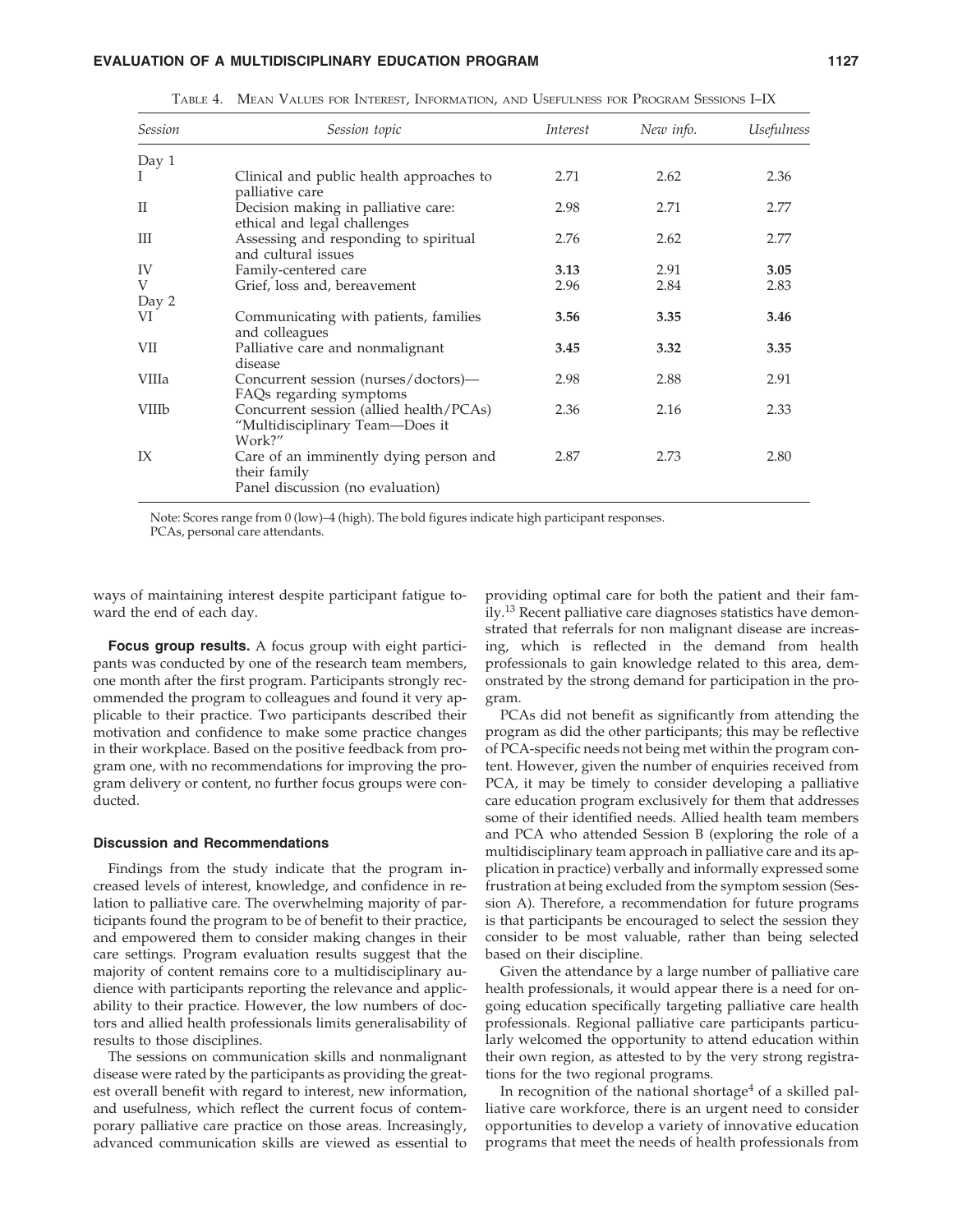TABLE 4. MEAN VALUES FOR INTEREST, INFORMATION, AND USEFULNESS FOR PROGRAM SESSIONS I–IX

| *Session* | *Session topic* | *Interest* | *New info.* | *Usefulness* |
|---|---|---|---|---|
| Day 1 | | | | |
| I | Clinical and public health approaches to palliative care | 2.71 | 2.62 | 2.36 |
| II | Decision making in palliative care: ethical and legal challenges | 2.98 | 2.71 | 2.77 |
| III | Assessing and responding to spiritual and cultural issues | 2.76 | 2.62 | 2.77 |
| IV | Family-centered care | **3.13** | 2.91 | **3.05** |
| V | Grief, loss and, bereavement | 2.96 | 2.84 | 2.83 |
| Day 2 | | | | |
| VI | Communicating with patients, families and colleagues | **3.56** | **3.35** | **3.46** |
| VII | Palliative care and nonmalignant disease | **3.45** | **3.32** | **3.35** |
| VIIIa | Concurrent session (nurses/doctors)—FAQs regarding symptoms | 2.98 | 2.88 | 2.91 |
| VIIIb | Concurrent session (allied health/PCAs) "Multidisciplinary Team—Does it Work?" | 2.36 | 2.16 | 2.33 |
| IX | Care of an imminently dying person and their family<br>Panel discussion (no evaluation) | 2.87 | 2.73 | 2.80 |

Note: Scores range from 0 (low)–4 (high). The bold figures indicate high participant responses.
PCAs, personal care attendants.

ways of maintaining interest despite participant fatigue toward the end of each day.

**Focus group results.** A focus group with eight participants was conducted by one of the research team members, one month after the first program. Participants strongly recommended the program to colleagues and found it very applicable to their practice. Two participants described their motivation and confidence to make some practice changes in their workplace. Based on the positive feedback from program one, with no recommendations for improving the program delivery or content, no further focus groups were conducted.

### Discussion and Recommendations

Findings from the study indicate that the program increased levels of interest, knowledge, and confidence in relation to palliative care. The overwhelming majority of participants found the program to be of benefit to their practice, and empowered them to consider making changes in their care settings. Program evaluation results suggest that the majority of content remains core to a multidisciplinary audience with participants reporting the relevance and applicability to their practice. However, the low numbers of doctors and allied health professionals limits generalisability of results to those disciplines.

The sessions on communication skills and nonmalignant disease were rated by the participants as providing the greatest overall benefit with regard to interest, new information, and usefulness, which reflect the current focus of contemporary palliative care practice on those areas. Increasingly, advanced communication skills are viewed as essential to providing optimal care for both the patient and their family.[13] Recent palliative care diagnoses statistics have demonstrated that referrals for non malignant disease are increasing, which is reflected in the demand from health professionals to gain knowledge related to this area, demonstrated by the strong demand for participation in the program.

PCAs did not benefit as significantly from attending the program as did the other participants; this may be reflective of PCA-specific needs not being met within the program content. However, given the number of enquiries received from PCA, it may be timely to consider developing a palliative care education program exclusively for them that addresses some of their identified needs. Allied health team members and PCA who attended Session B (exploring the role of a multidisciplinary team approach in palliative care and its application in practice) verbally and informally expressed some frustration at being excluded from the symptom session (Session A). Therefore, a recommendation for future programs is that participants be encouraged to select the session they consider to be most valuable, rather than being selected based on their discipline.

Given the attendance by a large number of palliative care health professionals, it would appear there is a need for ongoing education specifically targeting palliative care health professionals. Regional palliative care participants particularly welcomed the opportunity to attend education within their own region, as attested to by the very strong registrations for the two regional programs.

In recognition of the national shortage[4] of a skilled palliative care workforce, there is an urgent need to consider opportunities to develop a variety of innovative education programs that meet the needs of health professionals from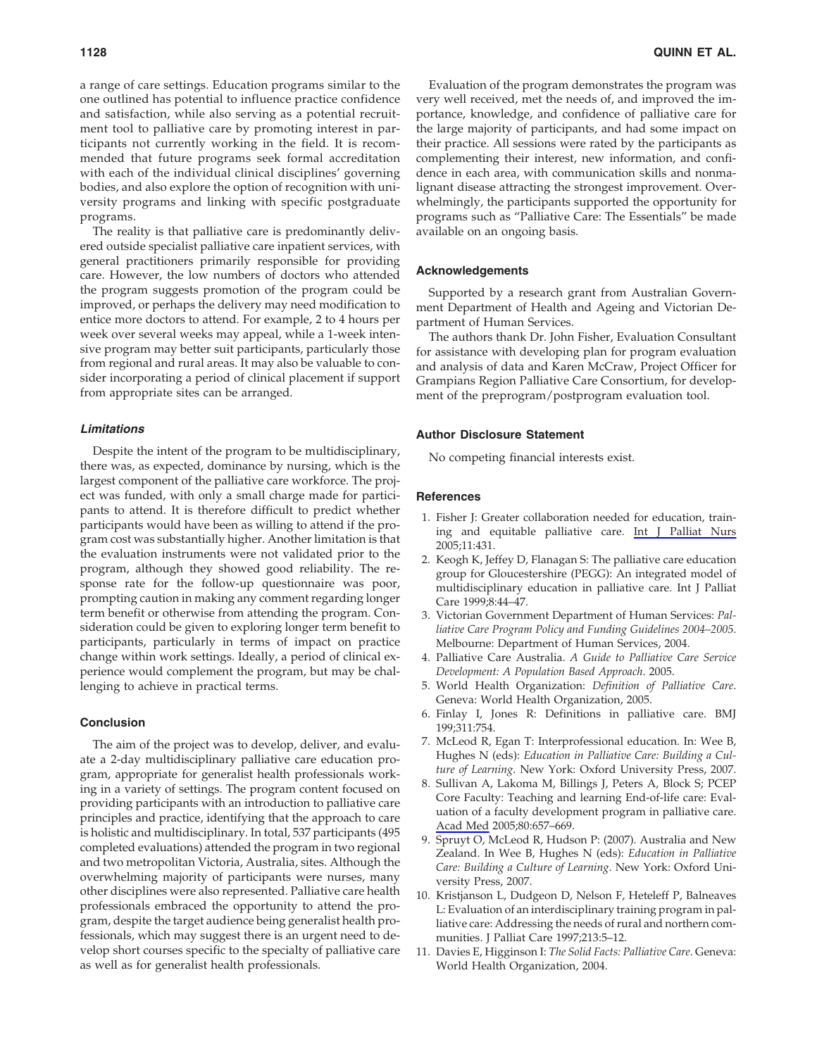a range of care settings. Education programs similar to the one outlined has potential to influence practice confidence and satisfaction, while also serving as a potential recruitment tool to palliative care by promoting interest in participants not currently working in the field. It is recommended that future programs seek formal accreditation with each of the individual clinical disciplines' governing bodies, and also explore the option of recognition with university programs and linking with specific postgraduate programs.

The reality is that palliative care is predominantly delivered outside specialist palliative care inpatient services, with general practitioners primarily responsible for providing care. However, the low numbers of doctors who attended the program suggests promotion of the program could be improved, or perhaps the delivery may need modification to entice more doctors to attend. For example, 2 to 4 hours per week over several weeks may appeal, while a 1-week intensive program may better suit participants, particularly those from regional and rural areas. It may also be valuable to consider incorporating a period of clinical placement if support from appropriate sites can be arranged.

### *Limitations*

Despite the intent of the program to be multidisciplinary, there was, as expected, dominance by nursing, which is the largest component of the palliative care workforce. The project was funded, with only a small charge made for participants to attend. It is therefore difficult to predict whether participants would have been as willing to attend if the program cost was substantially higher. Another limitation is that the evaluation instruments were not validated prior to the program, although they showed good reliability. The response rate for the follow-up questionnaire was poor, prompting caution in making any comment regarding longer term benefit or otherwise from attending the program. Consideration could be given to exploring longer term benefit to participants, particularly in terms of impact on practice change within work settings. Ideally, a period of clinical experience would complement the program, but may be challenging to achieve in practical terms.

## Conclusion

The aim of the project was to develop, deliver, and evaluate a 2-day multidisciplinary palliative care education program, appropriate for generalist health professionals working in a variety of settings. The program content focused on providing participants with an introduction to palliative care principles and practice, identifying that the approach to care is holistic and multidisciplinary. In total, 537 participants (495 completed evaluations) attended the program in two regional and two metropolitan Victoria, Australia, sites. Although the overwhelming majority of participants were nurses, many other disciplines were also represented. Palliative care health professionals embraced the opportunity to attend the program, despite the target audience being generalist health professionals, which may suggest there is an urgent need to develop short courses specific to the specialty of palliative care as well as for generalist health professionals.

Evaluation of the program demonstrates the program was very well received, met the needs of, and improved the importance, knowledge, and confidence of palliative care for the large majority of participants, and had some impact on their practice. All sessions were rated by the participants as complementing their interest, new information, and confidence in each area, with communication skills and nonmalignant disease attracting the strongest improvement. Overwhelmingly, the participants supported the opportunity for programs such as "Palliative Care: The Essentials" be made available on an ongoing basis.

## Acknowledgements

Supported by a research grant from Australian Government Department of Health and Ageing and Victorian Department of Human Services.

The authors thank Dr. John Fisher, Evaluation Consultant for assistance with developing plan for program evaluation and analysis of data and Karen McCraw, Project Officer for Grampians Region Palliative Care Consortium, for development of the preprogram/postprogram evaluation tool.

## Author Disclosure Statement

No competing financial interests exist.

## References

1. Fisher J: Greater collaboration needed for education, training and equitable palliative care. Int J Palliat Nurs 2005;11:431.
2. Keogh K, Jeffey D, Flanagan S: The palliative care education group for Gloucestershire (PEGG): An integrated model of multidisciplinary education in palliative care. Int J Palliat Care 1999;8:44–47.
3. Victorian Government Department of Human Services: *Palliative Care Program Policy and Funding Guidelines 2004–2005*. Melbourne: Department of Human Services, 2004.
4. Palliative Care Australia. *A Guide to Palliative Care Service Development: A Population Based Approach*. 2005.
5. World Health Organization: *Definition of Palliative Care*. Geneva: World Health Organization, 2005.
6. Finlay I, Jones R: Definitions in palliative care. BMJ 199;311:754.
7. McLeod R, Egan T: Interprofessional education. In: Wee B, Hughes N (eds): *Education in Palliative Care: Building a Culture of Learning*. New York: Oxford University Press, 2007.
8. Sullivan A, Lakoma M, Billings J, Peters A, Block S; PCEP Core Faculty: Teaching and learning End-of-life care: Evaluation of a faculty development program in palliative care. Acad Med 2005;80:657–669.
9. Spruyt O, McLeod R, Hudson P: (2007). Australia and New Zealand. In Wee B, Hughes N (eds): *Education in Palliative Care: Building a Culture of Learning*. New York: Oxford University Press, 2007.
10. Kristjanson L, Dudgeon D, Nelson F, Heteleff P, Balneaves L: Evaluation of an interdisciplinary training program in palliative care: Addressing the needs of rural and northern communities. J Palliat Care 1997;213:5–12.
11. Davies E, Higginson I: *The Solid Facts: Palliative Care*. Geneva: World Health Organization, 2004.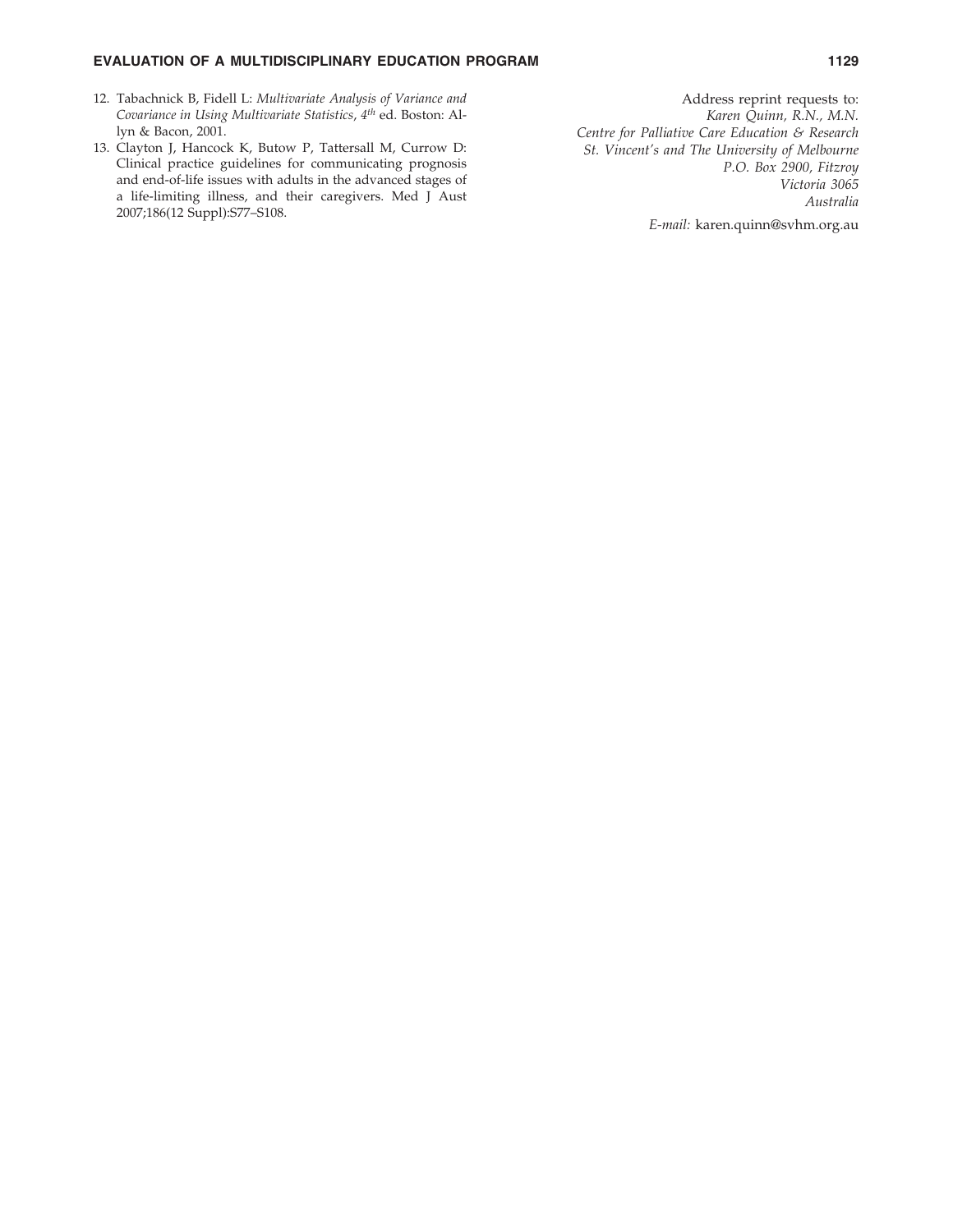12. Tabachnick B, Fidell L: *Multivariate Analysis of Variance and Covariance in Using Multivariate Statistics*, 4th ed. Boston: Allyn & Bacon, 2001.
13. Clayton J, Hancock K, Butow P, Tattersall M, Currow D: Clinical practice guidelines for communicating prognosis and end-of-life issues with adults in the advanced stages of a life-limiting illness, and their caregivers. Med J Aust 2007;186(12 Suppl):S77–S108.

Address reprint requests to:
*Karen Quinn, R.N., M.N.*
*Centre for Palliative Care Education & Research*
*St. Vincent's and The University of Melbourne*
*P.O. Box 2900, Fitzroy*
*Victoria 3065*
*Australia*

*E-mail:* karen.quinn@svhm.org.au